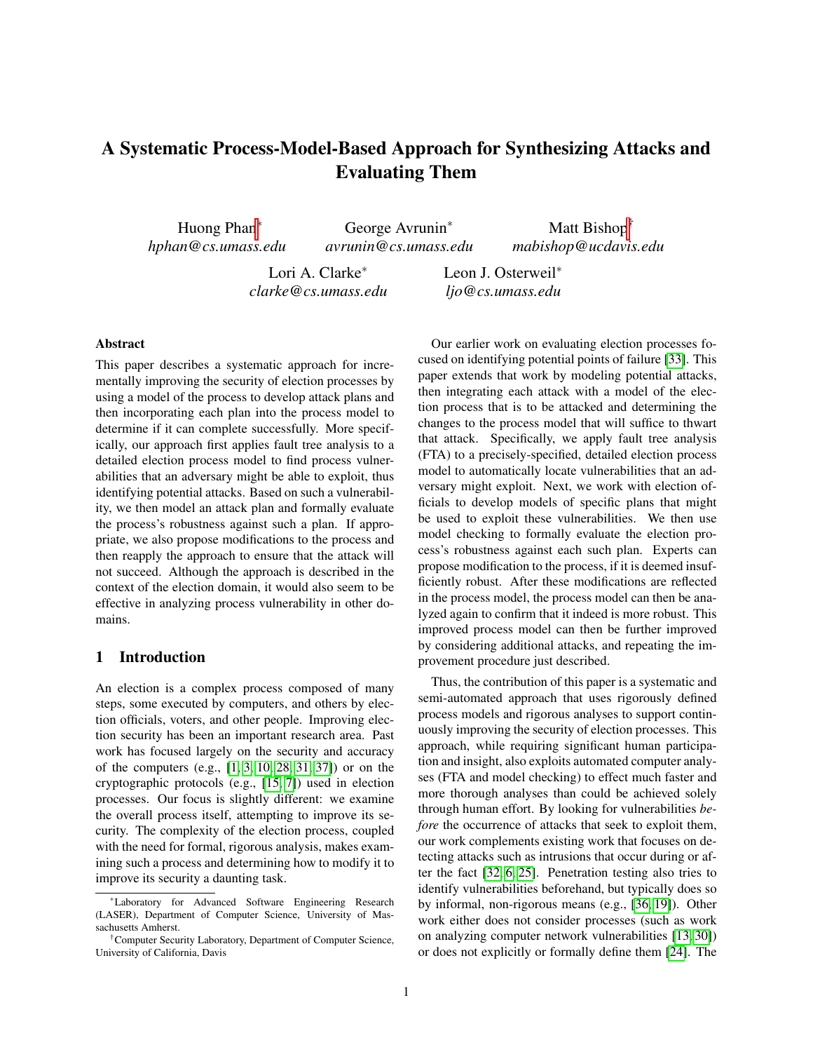# A Systematic Process-Model-Based Approach for Synthesizing Attacks and Evaluating Them

Huong Phan[*] *hphan@cs.umass.edu*  
George Avrunin[*] *avrunin@cs.umass.edu*  
Matt Bishop[†] *mabishop@ucdavis.edu*  
Lori A. Clarke[*] *clarke@cs.umass.edu*  
Leon J. Osterweil[*] *ljo@cs.umass.edu*

### Abstract

This paper describes a systematic approach for incrementally improving the security of election processes by using a model of the process to develop attack plans and then incorporating each plan into the process model to determine if it can complete successfully. More specifically, our approach first applies fault tree analysis to a detailed election process model to find process vulnerabilities that an adversary might be able to exploit, thus identifying potential attacks. Based on such a vulnerability, we then model an attack plan and formally evaluate the process's robustness against such a plan. If appropriate, we also propose modifications to the process and then reapply the approach to ensure that the attack will not succeed. Although the approach is described in the context of the election domain, it would also seem to be effective in analyzing process vulnerability in other domains.

## 1 Introduction

An election is a complex process composed of many steps, some executed by computers, and others by election officials, voters, and other people. Improving election security has been an important research area. Past work has focused largely on the security and accuracy of the computers (e.g., [1, 3, 10, 28, 31, 37]) or on the cryptographic protocols (e.g., [15, 7]) used in election processes. Our focus is slightly different: we examine the overall process itself, attempting to improve its security. The complexity of the election process, coupled with the need for formal, rigorous analysis, makes examining such a process and determining how to modify it to improve its security a daunting task.

Our earlier work on evaluating election processes focused on identifying potential points of failure [33]. This paper extends that work by modeling potential attacks, then integrating each attack with a model of the election process that is to be attacked and determining the changes to the process model that will suffice to thwart that attack. Specifically, we apply fault tree analysis (FTA) to a precisely-specified, detailed election process model to automatically locate vulnerabilities that an adversary might exploit. Next, we work with election officials to develop models of specific plans that might be used to exploit these vulnerabilities. We then use model checking to formally evaluate the election process's robustness against each such plan. Experts can propose modification to the process, if it is deemed insufficiently robust. After these modifications are reflected in the process model, the process model can then be analyzed again to confirm that it indeed is more robust. This improved process model can then be further improved by considering additional attacks, and repeating the improvement procedure just described.

Thus, the contribution of this paper is a systematic and semi-automated approach that uses rigorously defined process models and rigorous analyses to support continuously improving the security of election processes. This approach, while requiring significant human participation and insight, also exploits automated computer analyses (FTA and model checking) to effect much faster and more thorough analyses than could be achieved solely through human effort. By looking for vulnerabilities *before* the occurrence of attacks that seek to exploit them, our work complements existing work that focuses on detecting attacks such as intrusions that occur during or after the fact [32, 6, 25]. Penetration testing also tries to identify vulnerabilities beforehand, but typically does so by informal, non-rigorous means (e.g., [36, 19]). Other work either does not consider processes (such as work on analyzing computer network vulnerabilities [13, 30]) or does not explicitly or formally define them [24]. The

---

[*] Laboratory for Advanced Software Engineering Research (LASER), Department of Computer Science, University of Massachusetts Amherst.

[†] Computer Security Laboratory, Department of Computer Science, University of California, Davis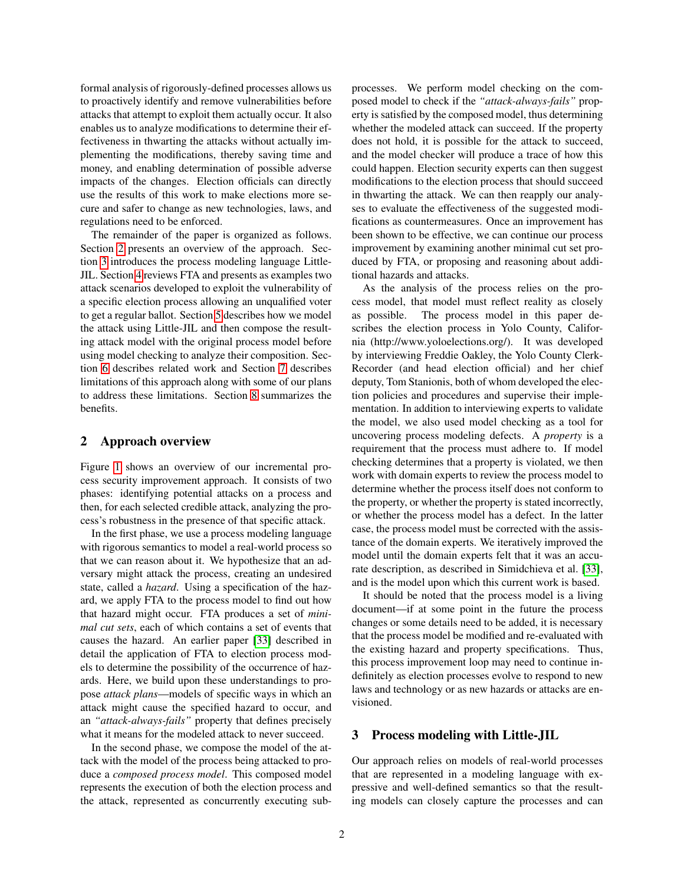formal analysis of rigorously-defined processes allows us to proactively identify and remove vulnerabilities before attacks that attempt to exploit them actually occur. It also enables us to analyze modifications to determine their effectiveness in thwarting the attacks without actually implementing the modifications, thereby saving time and money, and enabling determination of possible adverse impacts of the changes. Election officials can directly use the results of this work to make elections more secure and safer to change as new technologies, laws, and regulations need to be enforced.

The remainder of the paper is organized as follows. Section 2 presents an overview of the approach. Section 3 introduces the process modeling language Little-JIL. Section 4 reviews FTA and presents as examples two attack scenarios developed to exploit the vulnerability of a specific election process allowing an unqualified voter to get a regular ballot. Section 5 describes how we model the attack using Little-JIL and then compose the resulting attack model with the original process model before using model checking to analyze their composition. Section 6 describes related work and Section 7 describes limitations of this approach along with some of our plans to address these limitations. Section 8 summarizes the benefits.

## 2 Approach overview

Figure 1 shows an overview of our incremental process security improvement approach. It consists of two phases: identifying potential attacks on a process and then, for each selected credible attack, analyzing the process's robustness in the presence of that specific attack.

In the first phase, we use a process modeling language with rigorous semantics to model a real-world process so that we can reason about it. We hypothesize that an adversary might attack the process, creating an undesired state, called a *hazard*. Using a specification of the hazard, we apply FTA to the process model to find out how that hazard might occur. FTA produces a set of *minimal cut sets*, each of which contains a set of events that causes the hazard. An earlier paper [33] described in detail the application of FTA to election process models to determine the possibility of the occurrence of hazards. Here, we build upon these understandings to propose *attack plans*—models of specific ways in which an attack might cause the specified hazard to occur, and an *"attack-always-fails"* property that defines precisely what it means for the modeled attack to never succeed.

In the second phase, we compose the model of the attack with the model of the process being attacked to produce a *composed process model*. This composed model represents the execution of both the election process and the attack, represented as concurrently executing sub-processes. We perform model checking on the composed model to check if the *"attack-always-fails"* property is satisfied by the composed model, thus determining whether the modeled attack can succeed. If the property does not hold, it is possible for the attack to succeed, and the model checker will produce a trace of how this could happen. Election security experts can then suggest modifications to the election process that should succeed in thwarting the attack. We can then reapply our analyses to evaluate the effectiveness of the suggested modifications as countermeasures. Once an improvement has been shown to be effective, we can continue our process improvement by examining another minimal cut set produced by FTA, or proposing and reasoning about additional hazards and attacks.

As the analysis of the process relies on the process model, that model must reflect reality as closely as possible. The process model in this paper describes the election process in Yolo County, California (http://www.yoloelections.org/). It was developed by interviewing Freddie Oakley, the Yolo County Clerk-Recorder (and head election official) and her chief deputy, Tom Stanionis, both of whom developed the election policies and procedures and supervise their implementation. In addition to interviewing experts to validate the model, we also used model checking as a tool for uncovering process modeling defects. A *property* is a requirement that the process must adhere to. If model checking determines that a property is violated, we then work with domain experts to review the process model to determine whether the process itself does not conform to the property, or whether the property is stated incorrectly, or whether the process model has a defect. In the latter case, the process model must be corrected with the assistance of the domain experts. We iteratively improved the model until the domain experts felt that it was an accurate description, as described in Simidchieva et al. [33], and is the model upon which this current work is based.

It should be noted that the process model is a living document—if at some point in the future the process changes or some details need to be added, it is necessary that the process model be modified and re-evaluated with the existing hazard and property specifications. Thus, this process improvement loop may need to continue indefinitely as election processes evolve to respond to new laws and technology or as new hazards or attacks are envisioned.

## 3 Process modeling with Little-JIL

Our approach relies on models of real-world processes that are represented in a modeling language with expressive and well-defined semantics so that the resulting models can closely capture the processes and can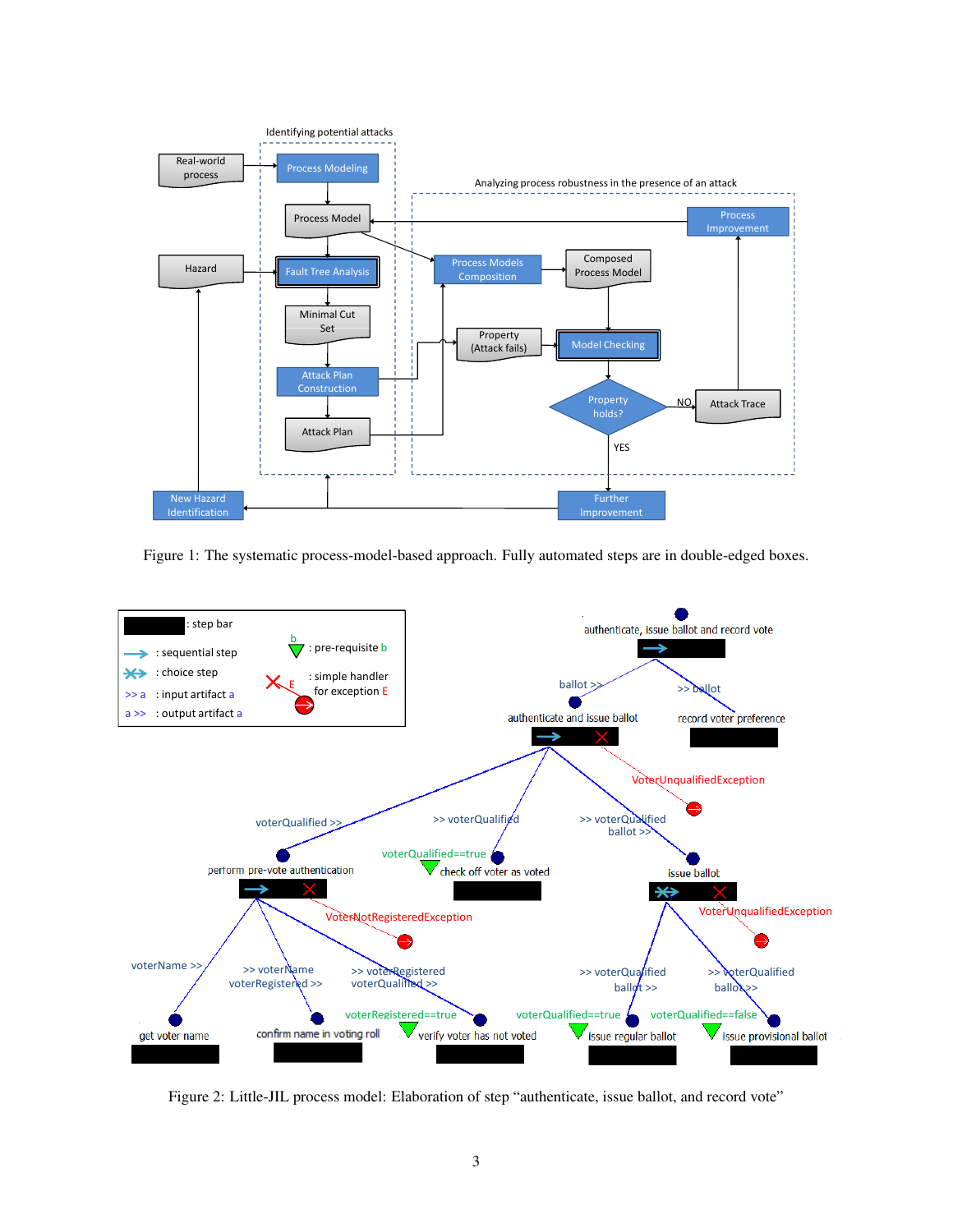Figure 1: The systematic process-model-based approach. Fully automated steps are in double-edged boxes.

Figure 2: Little-JIL process model: Elaboration of step “authenticate, issue ballot, and record vote”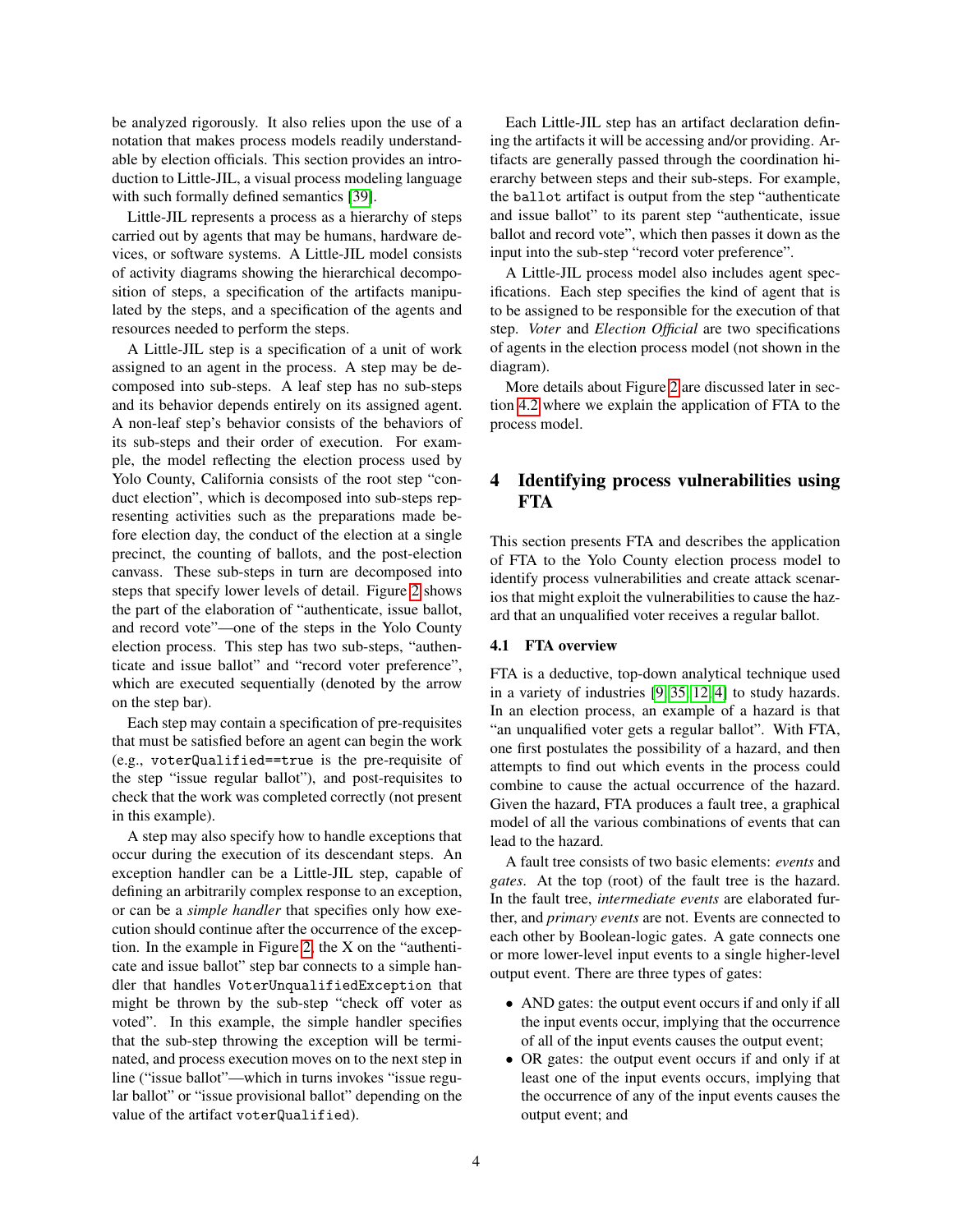be analyzed rigorously. It also relies upon the use of a notation that makes process models readily understandable by election officials. This section provides an introduction to Little-JIL, a visual process modeling language with such formally defined semantics [39].

Little-JIL represents a process as a hierarchy of steps carried out by agents that may be humans, hardware devices, or software systems. A Little-JIL model consists of activity diagrams showing the hierarchical decomposition of steps, a specification of the artifacts manipulated by the steps, and a specification of the agents and resources needed to perform the steps.

A Little-JIL step is a specification of a unit of work assigned to an agent in the process. A step may be decomposed into sub-steps. A leaf step has no sub-steps and its behavior depends entirely on its assigned agent. A non-leaf step's behavior consists of the behaviors of its sub-steps and their order of execution. For example, the model reflecting the election process used by Yolo County, California consists of the root step "conduct election", which is decomposed into sub-steps representing activities such as the preparations made before election day, the conduct of the election at a single precinct, the counting of ballots, and the post-election canvass. These sub-steps in turn are decomposed into steps that specify lower levels of detail. Figure 2 shows the part of the elaboration of "authenticate, issue ballot, and record vote"—one of the steps in the Yolo County election process. This step has two sub-steps, "authenticate and issue ballot" and "record voter preference", which are executed sequentially (denoted by the arrow on the step bar).

Each step may contain a specification of pre-requisites that must be satisfied before an agent can begin the work (e.g., `voterQualified==true` is the pre-requisite of the step "issue regular ballot"), and post-requisites to check that the work was completed correctly (not present in this example).

A step may also specify how to handle exceptions that occur during the execution of its descendant steps. An exception handler can be a Little-JIL step, capable of defining an arbitrarily complex response to an exception, or can be a *simple handler* that specifies only how execution should continue after the occurrence of the exception. In the example in Figure 2, the X on the "authenticate and issue ballot" step bar connects to a simple handler that handles `VoterUnqualifiedException` that might be thrown by the sub-step "check off voter as voted". In this example, the simple handler specifies that the sub-step throwing the exception will be terminated, and process execution moves on to the next step in line ("issue ballot"—which in turns invokes "issue regular ballot" or "issue provisional ballot" depending on the value of the artifact `voterQualified`).

Each Little-JIL step has an artifact declaration defining the artifacts it will be accessing and/or providing. Artifacts are generally passed through the coordination hierarchy between steps and their sub-steps. For example, the `ballot` artifact is output from the step "authenticate and issue ballot" to its parent step "authenticate, issue ballot and record vote", which then passes it down as the input into the sub-step "record voter preference".

A Little-JIL process model also includes agent specifications. Each step specifies the kind of agent that is to be assigned to be responsible for the execution of that step. *Voter* and *Election Official* are two specifications of agents in the election process model (not shown in the diagram).

More details about Figure 2 are discussed later in section 4.2 where we explain the application of FTA to the process model.

# 4 Identifying process vulnerabilities using FTA

This section presents FTA and describes the application of FTA to the Yolo County election process model to identify process vulnerabilities and create attack scenarios that might exploit the vulnerabilities to cause the hazard that an unqualified voter receives a regular ballot.

## 4.1 FTA overview

FTA is a deductive, top-down analytical technique used in a variety of industries [9, 35, 12, 4] to study hazards. In an election process, an example of a hazard is that "an unqualified voter gets a regular ballot". With FTA, one first postulates the possibility of a hazard, and then attempts to find out which events in the process could combine to cause the actual occurrence of the hazard. Given the hazard, FTA produces a fault tree, a graphical model of all the various combinations of events that can lead to the hazard.

A fault tree consists of two basic elements: *events* and *gates*. At the top (root) of the fault tree is the hazard. In the fault tree, *intermediate events* are elaborated further, and *primary events* are not. Events are connected to each other by Boolean-logic gates. A gate connects one or more lower-level input events to a single higher-level output event. There are three types of gates:

- AND gates: the output event occurs if and only if all the input events occur, implying that the occurrence of all of the input events causes the output event;
- OR gates: the output event occurs if and only if at least one of the input events occurs, implying that the occurrence of any of the input events causes the output event; and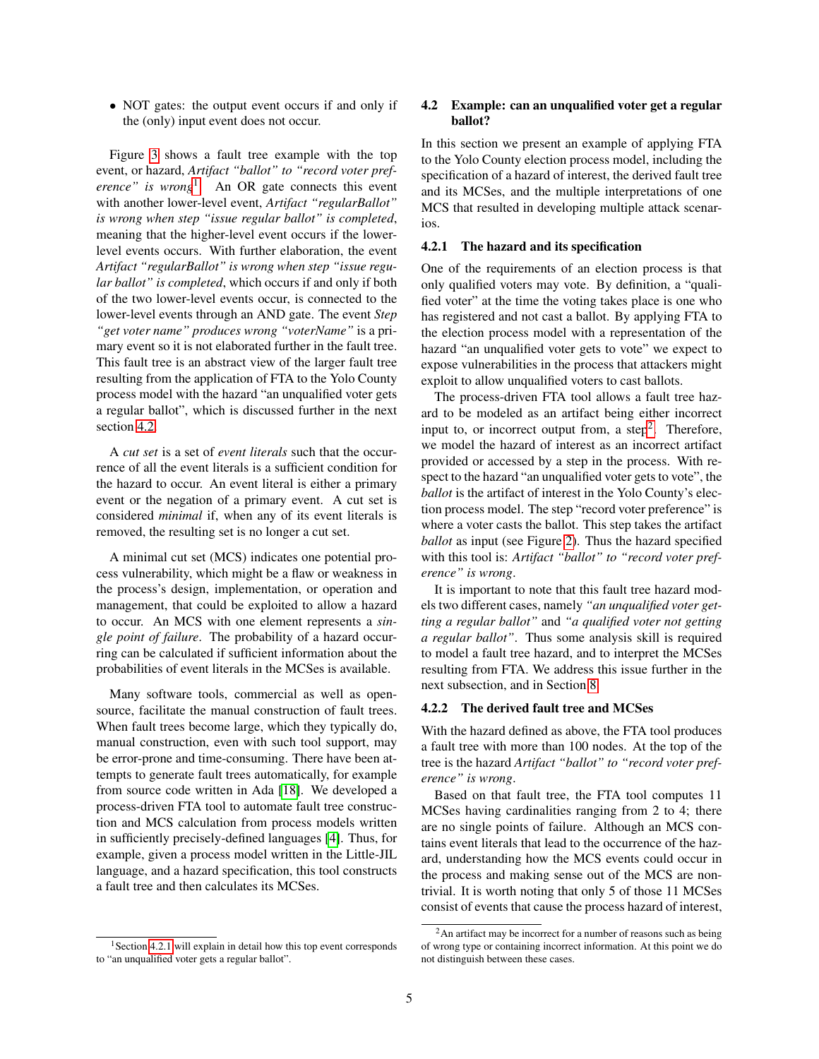- NOT gates: the output event occurs if and only if the (only) input event does not occur.

Figure 3 shows a fault tree example with the top event, or hazard, *Artifact "ballot" to "record voter preference" is wrong*[1]. An OR gate connects this event with another lower-level event, *Artifact "regularBallot" is wrong when step "issue regular ballot" is completed*, meaning that the higher-level event occurs if the lower-level events occurs. With further elaboration, the event *Artifact "regularBallot" is wrong when step "issue regular ballot" is completed*, which occurs if and only if both of the two lower-level events occur, is connected to the lower-level events through an AND gate. The event *Step "get voter name" produces wrong "voterName"* is a primary event so it is not elaborated further in the fault tree. This fault tree is an abstract view of the larger fault tree resulting from the application of FTA to the Yolo County process model with the hazard "an unqualified voter gets a regular ballot", which is discussed further in the next section 4.2.

A *cut set* is a set of *event literals* such that the occurrence of all the event literals is a sufficient condition for the hazard to occur. An event literal is either a primary event or the negation of a primary event. A cut set is considered *minimal* if, when any of its event literals is removed, the resulting set is no longer a cut set.

A minimal cut set (MCS) indicates one potential process vulnerability, which might be a flaw or weakness in the process's design, implementation, or operation and management, that could be exploited to allow a hazard to occur. An MCS with one element represents a *single point of failure*. The probability of a hazard occurring can be calculated if sufficient information about the probabilities of event literals in the MCSes is available.

Many software tools, commercial as well as open-source, facilitate the manual construction of fault trees. When fault trees become large, which they typically do, manual construction, even with such tool support, may be error-prone and time-consuming. There have been attempts to generate fault trees automatically, for example from source code written in Ada [18]. We developed a process-driven FTA tool to automate fault tree construction and MCS calculation from process models written in sufficiently precisely-defined languages [4]. Thus, for example, given a process model written in the Little-JIL language, and a hazard specification, this tool constructs a fault tree and then calculates its MCSes.

[1] Section 4.2.1 will explain in detail how this top event corresponds to "an unqualified voter gets a regular ballot".

## 4.2 Example: can an unqualified voter get a regular ballot?

In this section we present an example of applying FTA to the Yolo County election process model, including the specification of a hazard of interest, the derived fault tree and its MCSes, and the multiple interpretations of one MCS that resulted in developing multiple attack scenarios.

### 4.2.1 The hazard and its specification

One of the requirements of an election process is that only qualified voters may vote. By definition, a "qualified voter" at the time the voting takes place is one who has registered and not cast a ballot. By applying FTA to the election process model with a representation of the hazard "an unqualified voter gets to vote" we expect to expose vulnerabilities in the process that attackers might exploit to allow unqualified voters to cast ballots.

The process-driven FTA tool allows a fault tree hazard to be modeled as an artifact being either incorrect input to, or incorrect output from, a step[2]. Therefore, we model the hazard of interest as an incorrect artifact provided or accessed by a step in the process. With respect to the hazard "an unqualified voter gets to vote", the *ballot* is the artifact of interest in the Yolo County's election process model. The step "record voter preference" is where a voter casts the ballot. This step takes the artifact *ballot* as input (see Figure 2). Thus the hazard specified with this tool is: *Artifact "ballot" to "record voter preference" is wrong*.

It is important to note that this fault tree hazard models two different cases, namely *"an unqualified voter getting a regular ballot"* and *"a qualified voter not getting a regular ballot"*. Thus some analysis skill is required to model a fault tree hazard, and to interpret the MCSes resulting from FTA. We address this issue further in the next subsection, and in Section 8.

### 4.2.2 The derived fault tree and MCSes

With the hazard defined as above, the FTA tool produces a fault tree with more than 100 nodes. At the top of the tree is the hazard *Artifact "ballot" to "record voter preference" is wrong*.

Based on that fault tree, the FTA tool computes 11 MCSes having cardinalities ranging from 2 to 4; there are no single points of failure. Although an MCS contains event literals that lead to the occurrence of the hazard, understanding how the MCS events could occur in the process and making sense out of the MCS are nontrivial. It is worth noting that only 5 of those 11 MCSes consist of events that cause the process hazard of interest,

[2] An artifact may be incorrect for a number of reasons such as being of wrong type or containing incorrect information. At this point we do not distinguish between these cases.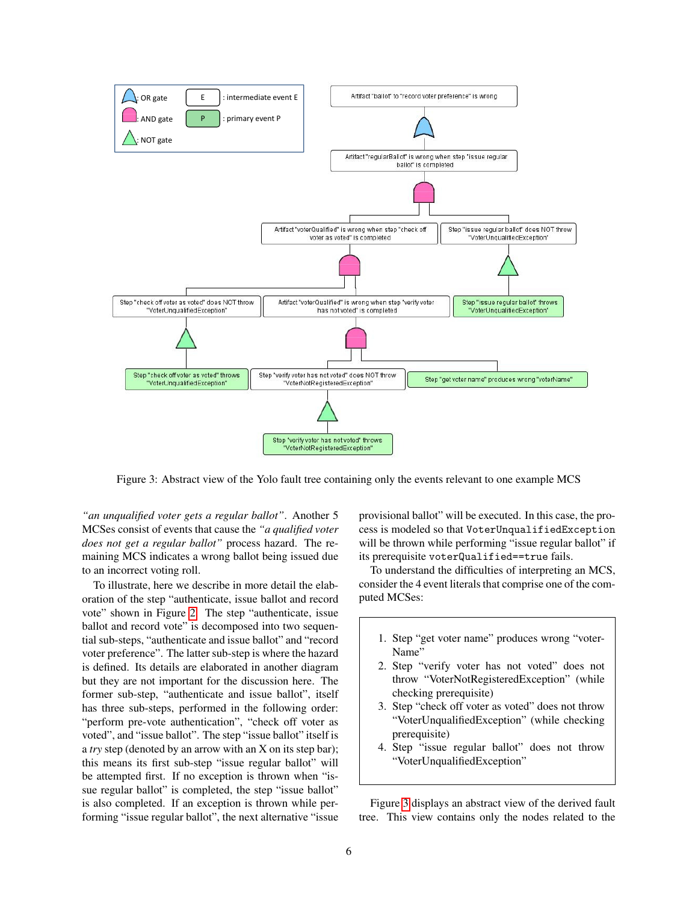Figure 3: Abstract view of the Yolo fault tree containing only the events relevant to one example MCS

*"an unqualified voter gets a regular ballot"*. Another 5 MCSes consist of events that cause the *"a qualified voter does not get a regular ballot"* process hazard. The remaining MCS indicates a wrong ballot being issued due to an incorrect voting roll.

To illustrate, here we describe in more detail the elaboration of the step "authenticate, issue ballot and record vote" shown in Figure 2. The step "authenticate, issue ballot and record vote" is decomposed into two sequential sub-steps, "authenticate and issue ballot" and "record voter preference". The latter sub-step is where the hazard is defined. Its details are elaborated in another diagram but they are not important for the discussion here. The former sub-step, "authenticate and issue ballot", itself has three sub-steps, performed in the following order: "perform pre-vote authentication", "check off voter as voted", and "issue ballot". The step "issue ballot" itself is a *try* step (denoted by an arrow with an X on its step bar); this means its first sub-step "issue regular ballot" will be attempted first. If no exception is thrown when "issue regular ballot" is completed, the step "issue ballot" is also completed. If an exception is thrown while performing "issue regular ballot", the next alternative "issue provisional ballot" will be executed. In this case, the process is modeled so that `VoterUnqualifiedException` will be thrown while performing "issue regular ballot" if its prerequisite `voterQualified==true` fails.

To understand the difficulties of interpreting an MCS, consider the 4 event literals that comprise one of the computed MCSes:

1. Step "get voter name" produces wrong "voterName"
2. Step "verify voter has not voted" does not throw "VoterNotRegisteredException" (while checking prerequisite)
3. Step "check off voter as voted" does not throw "VoterUnqualifiedException" (while checking prerequisite)
4. Step "issue regular ballot" does not throw "VoterUnqualifiedException"

Figure 3 displays an abstract view of the derived fault tree. This view contains only the nodes related to the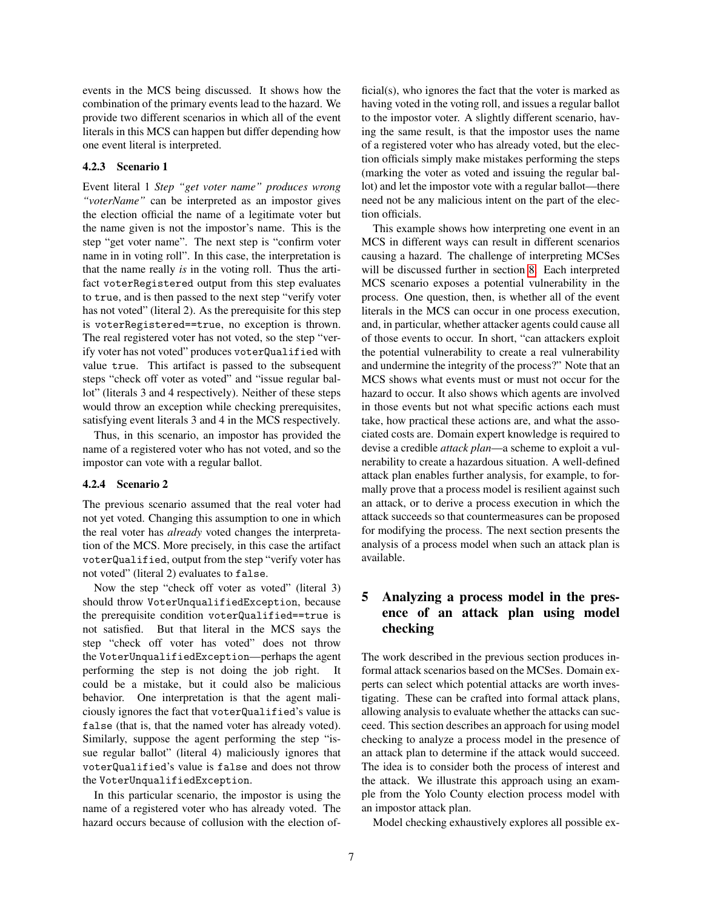events in the MCS being discussed. It shows how the combination of the primary events lead to the hazard. We provide two different scenarios in which all of the event literals in this MCS can happen but differ depending how one event literal is interpreted.

### 4.2.3 Scenario 1

Event literal 1 *Step "get voter name" produces wrong "voterName"* can be interpreted as an impostor gives the election official the name of a legitimate voter but the name given is not the impostor's name. This is the step "get voter name". The next step is "confirm voter name in in voting roll". In this case, the interpretation is that the name really *is* in the voting roll. Thus the artifact `voterRegistered` output from this step evaluates to `true`, and is then passed to the next step "verify voter has not voted" (literal 2). As the prerequisite for this step is `voterRegistered==true`, no exception is thrown. The real registered voter has not voted, so the step "verify voter has not voted" produces `voterQualified` with value `true`. This artifact is passed to the subsequent steps "check off voter as voted" and "issue regular ballot" (literals 3 and 4 respectively). Neither of these steps would throw an exception while checking prerequisites, satisfying event literals 3 and 4 in the MCS respectively.

Thus, in this scenario, an impostor has provided the name of a registered voter who has not voted, and so the impostor can vote with a regular ballot.

### 4.2.4 Scenario 2

The previous scenario assumed that the real voter had not yet voted. Changing this assumption to one in which the real voter has *already* voted changes the interpretation of the MCS. More precisely, in this case the artifact `voterQualified`, output from the step "verify voter has not voted" (literal 2) evaluates to `false`.

Now the step "check off voter as voted" (literal 3) should throw `VoterUnqualifiedException`, because the prerequisite condition `voterQualified==true` is not satisfied. But that literal in the MCS says the step "check off voter has voted" does not throw the `VoterUnqualifiedException`—perhaps the agent performing the step is not doing the job right. It could be a mistake, but it could also be malicious behavior. One interpretation is that the agent maliciously ignores the fact that `voterQualified`'s value is `false` (that is, that the named voter has already voted). Similarly, suppose the agent performing the step "issue regular ballot" (literal 4) maliciously ignores that `voterQualified`'s value is `false` and does not throw the `VoterUnqualifiedException`.

In this particular scenario, the impostor is using the name of a registered voter who has already voted. The hazard occurs because of collusion with the election official(s), who ignores the fact that the voter is marked as having voted in the voting roll, and issues a regular ballot to the impostor voter. A slightly different scenario, having the same result, is that the impostor uses the name of a registered voter who has already voted, but the election officials simply make mistakes performing the steps (marking the voter as voted and issuing the regular ballot) and let the impostor vote with a regular ballot—there need not be any malicious intent on the part of the election officials.

This example shows how interpreting one event in an MCS in different ways can result in different scenarios causing a hazard. The challenge of interpreting MCSes will be discussed further in section 8. Each interpreted MCS scenario exposes a potential vulnerability in the process. One question, then, is whether all of the event literals in the MCS can occur in one process execution, and, in particular, whether attacker agents could cause all of those events to occur. In short, "can attackers exploit the potential vulnerability to create a real vulnerability and undermine the integrity of the process?" Note that an MCS shows what events must or must not occur for the hazard to occur. It also shows which agents are involved in those events but not what specific actions each must take, how practical these actions are, and what the associated costs are. Domain expert knowledge is required to devise a credible *attack plan*—a scheme to exploit a vulnerability to create a hazardous situation. A well-defined attack plan enables further analysis, for example, to formally prove that a process model is resilient against such an attack, or to derive a process execution in which the attack succeeds so that countermeasures can be proposed for modifying the process. The next section presents the analysis of a process model when such an attack plan is available.

## 5 Analyzing a process model in the presence of an attack plan using model checking

The work described in the previous section produces informal attack scenarios based on the MCSes. Domain experts can select which potential attacks are worth investigating. These can be crafted into formal attack plans, allowing analysis to evaluate whether the attacks can succeed. This section describes an approach for using model checking to analyze a process model in the presence of an attack plan to determine if the attack would succeed. The idea is to consider both the process of interest and the attack. We illustrate this approach using an example from the Yolo County election process model with an impostor attack plan.

Model checking exhaustively explores all possible ex-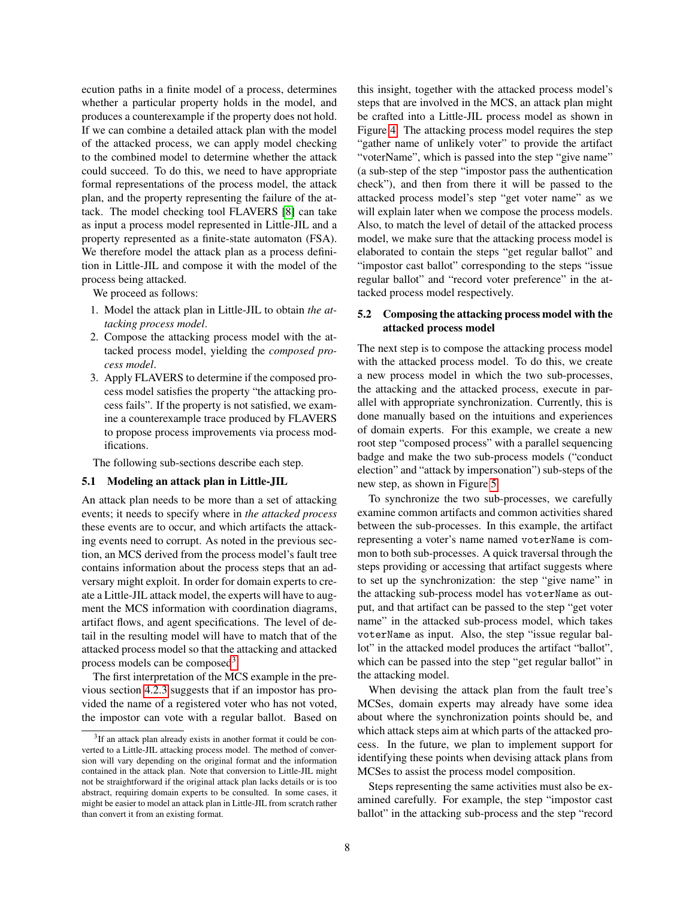ecution paths in a finite model of a process, determines whether a particular property holds in the model, and produces a counterexample if the property does not hold. If we can combine a detailed attack plan with the model of the attacked process, we can apply model checking to the combined model to determine whether the attack could succeed. To do this, we need to have appropriate formal representations of the process model, the attack plan, and the property representing the failure of the attack. The model checking tool FLAVERS [8] can take as input a process model represented in Little-JIL and a property represented as a finite-state automaton (FSA). We therefore model the attack plan as a process definition in Little-JIL and compose it with the model of the process being attacked.

We proceed as follows:

1. Model the attack plan in Little-JIL to obtain *the attacking process model*.
2. Compose the attacking process model with the attacked process model, yielding the *composed process model*.
3. Apply FLAVERS to determine if the composed process model satisfies the property "the attacking process fails". If the property is not satisfied, we examine a counterexample trace produced by FLAVERS to propose process improvements via process modifications.

The following sub-sections describe each step.

### 5.1 Modeling an attack plan in Little-JIL

An attack plan needs to be more than a set of attacking events; it needs to specify where in *the attacked process* these events are to occur, and which artifacts the attacking events need to corrupt. As noted in the previous section, an MCS derived from the process model's fault tree contains information about the process steps that an adversary might exploit. In order for domain experts to create a Little-JIL attack model, the experts will have to augment the MCS information with coordination diagrams, artifact flows, and agent specifications. The level of detail in the resulting model will have to match that of the attacked process model so that the attacking and attacked process models can be composed[3].

The first interpretation of the MCS example in the previous section 4.2.3 suggests that if an impostor has provided the name of a registered voter who has not voted, the impostor can vote with a regular ballot. Based on this insight, together with the attacked process model's steps that are involved in the MCS, an attack plan might be crafted into a Little-JIL process model as shown in Figure 4. The attacking process model requires the step "gather name of unlikely voter" to provide the artifact "voterName", which is passed into the step "give name" (a sub-step of the step "impostor pass the authentication check"), and then from there it will be passed to the attacked process model's step "get voter name" as we will explain later when we compose the process models. Also, to match the level of detail of the attacked process model, we make sure that the attacking process model is elaborated to contain the steps "get regular ballot" and "impostor cast ballot" corresponding to the steps "issue regular ballot" and "record voter preference" in the attacked process model respectively.

### 5.2 Composing the attacking process model with the attacked process model

The next step is to compose the attacking process model with the attacked process model. To do this, we create a new process model in which the two sub-processes, the attacking and the attacked process, execute in parallel with appropriate synchronization. Currently, this is done manually based on the intuitions and experiences of domain experts. For this example, we create a new root step "composed process" with a parallel sequencing badge and make the two sub-process models ("conduct election" and "attack by impersonation") sub-steps of the new step, as shown in Figure 5.

To synchronize the two sub-processes, we carefully examine common artifacts and common activities shared between the sub-processes. In this example, the artifact representing a voter's name named `voterName` is common to both sub-processes. A quick traversal through the steps providing or accessing that artifact suggests where to set up the synchronization: the step "give name" in the attacking sub-process model has `voterName` as output, and that artifact can be passed to the step "get voter name" in the attacked sub-process model, which takes `voterName` as input. Also, the step "issue regular ballot" in the attacked model produces the artifact "ballot", which can be passed into the step "get regular ballot" in the attacking model.

When devising the attack plan from the fault tree's MCSes, domain experts may already have some idea about where the synchronization points should be, and which attack steps aim at which parts of the attacked process. In the future, we plan to implement support for identifying these points when devising attack plans from MCSes to assist the process model composition.

Steps representing the same activities must also be examined carefully. For example, the step "impostor cast ballot" in the attacking sub-process and the step "record

[3] If an attack plan already exists in another format it could be converted to a Little-JIL attacking process model. The method of conversion will vary depending on the original format and the information contained in the attack plan. Note that conversion to Little-JIL might not be straightforward if the original attack plan lacks details or is too abstract, requiring domain experts to be consulted. In some cases, it might be easier to model an attack plan in Little-JIL from scratch rather than convert it from an existing format.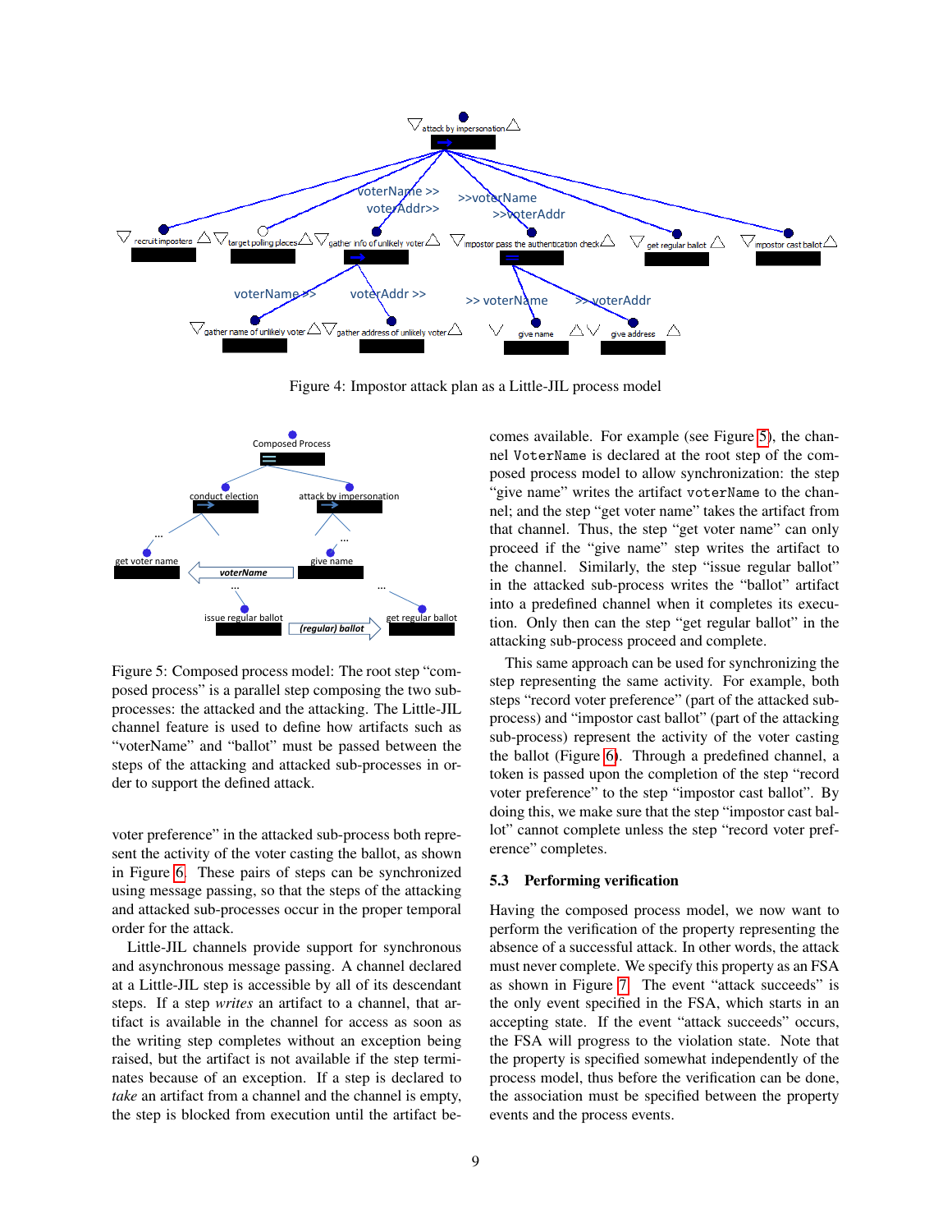Figure 4: Impostor attack plan as a Little-JIL process model

Figure 5: Composed process model: The root step "composed process" is a parallel step composing the two sub-processes: the attacked and the attacking. The Little-JIL channel feature is used to define how artifacts such as "voterName" and "ballot" must be passed between the steps of the attacking and attacked sub-processes in order to support the defined attack.

voter preference" in the attacked sub-process both represent the activity of the voter casting the ballot, as shown in Figure 6. These pairs of steps can be synchronized using message passing, so that the steps of the attacking and attacked sub-processes occur in the proper temporal order for the attack.

Little-JIL channels provide support for synchronous and asynchronous message passing. A channel declared at a Little-JIL step is accessible by all of its descendant steps. If a step *writes* an artifact to a channel, that artifact is available in the channel for access as soon as the writing step completes without an exception being raised, but the artifact is not available if the step terminates because of an exception. If a step is declared to *take* an artifact from a channel and the channel is empty, the step is blocked from execution until the artifact becomes available. For example (see Figure 5), the channel `VoterName` is declared at the root step of the composed process model to allow synchronization: the step "give name" writes the artifact `voterName` to the channel; and the step "get voter name" takes the artifact from that channel. Thus, the step "get voter name" can only proceed if the "give name" step writes the artifact to the channel. Similarly, the step "issue regular ballot" in the attacked sub-process writes the "ballot" artifact into a predefined channel when it completes its execution. Only then can the step "get regular ballot" in the attacking sub-process proceed and complete.

This same approach can be used for synchronizing the step representing the same activity. For example, both steps "record voter preference" (part of the attacked sub-process) and "impostor cast ballot" (part of the attacking sub-process) represent the activity of the voter casting the ballot (Figure 6). Through a predefined channel, a token is passed upon the completion of the step "record voter preference" to the step "impostor cast ballot". By doing this, we make sure that the step "impostor cast ballot" cannot complete unless the step "record voter preference" completes.

### 5.3 Performing verification

Having the composed process model, we now want to perform the verification of the property representing the absence of a successful attack. In other words, the attack must never complete. We specify this property as an FSA as shown in Figure 7. The event "attack succeeds" is the only event specified in the FSA, which starts in an accepting state. If the event "attack succeeds" occurs, the FSA will progress to the violation state. Note that the property is specified somewhat independently of the process model, thus before the verification can be done, the association must be specified between the property events and the process events.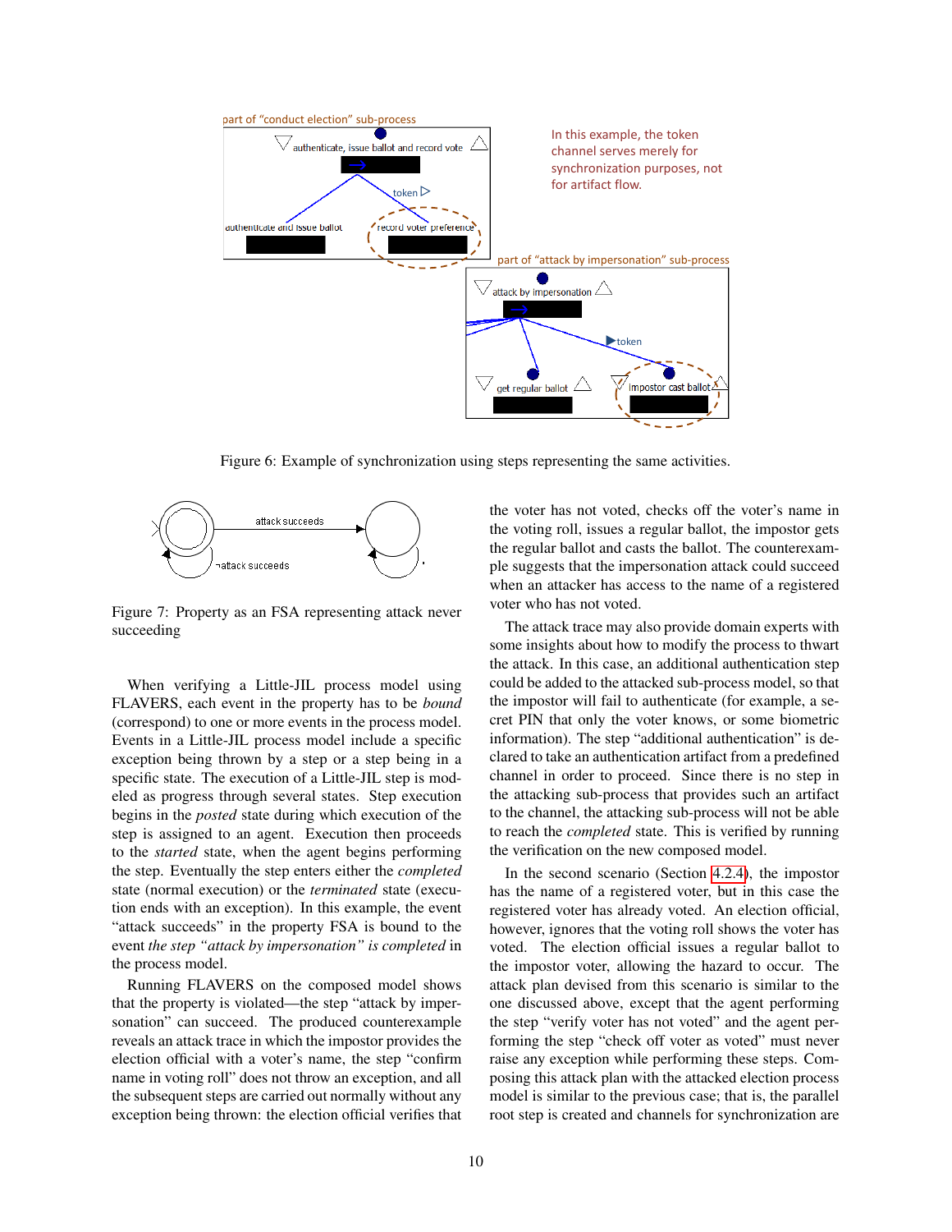Figure 6: Example of synchronization using steps representing the same activities.

Figure 7: Property as an FSA representing attack never succeeding

When verifying a Little-JIL process model using FLAVERS, each event in the property has to be *bound* (correspond) to one or more events in the process model. Events in a Little-JIL process model include a specific exception being thrown by a step or a step being in a specific state. The execution of a Little-JIL step is modeled as progress through several states. Step execution begins in the *posted* state during which execution of the step is assigned to an agent. Execution then proceeds to the *started* state, when the agent begins performing the step. Eventually the step enters either the *completed* state (normal execution) or the *terminated* state (execution ends with an exception). In this example, the event "attack succeeds" in the property FSA is bound to the event *the step "attack by impersonation" is completed* in the process model.

Running FLAVERS on the composed model shows that the property is violated—the step "attack by impersonation" can succeed. The produced counterexample reveals an attack trace in which the impostor provides the election official with a voter's name, the step "confirm name in voting roll" does not throw an exception, and all the subsequent steps are carried out normally without any exception being thrown: the election official verifies that the voter has not voted, checks off the voter's name in the voting roll, issues a regular ballot, the impostor gets the regular ballot and casts the ballot. The counterexample suggests that the impersonation attack could succeed when an attacker has access to the name of a registered voter who has not voted.

The attack trace may also provide domain experts with some insights about how to modify the process to thwart the attack. In this case, an additional authentication step could be added to the attacked sub-process model, so that the impostor will fail to authenticate (for example, a secret PIN that only the voter knows, or some biometric information). The step "additional authentication" is declared to take an authentication artifact from a predefined channel in order to proceed. Since there is no step in the attacking sub-process that provides such an artifact to the channel, the attacking sub-process will not be able to reach the *completed* state. This is verified by running the verification on the new composed model.

In the second scenario (Section 4.2.4), the impostor has the name of a registered voter, but in this case the registered voter has already voted. An election official, however, ignores that the voting roll shows the voter has voted. The election official issues a regular ballot to the impostor voter, allowing the hazard to occur. The attack plan devised from this scenario is similar to the one discussed above, except that the agent performing the step "verify voter has not voted" and the agent performing the step "check off voter as voted" must never raise any exception while performing these steps. Composing this attack plan with the attacked election process model is similar to the previous case; that is, the parallel root step is created and channels for synchronization are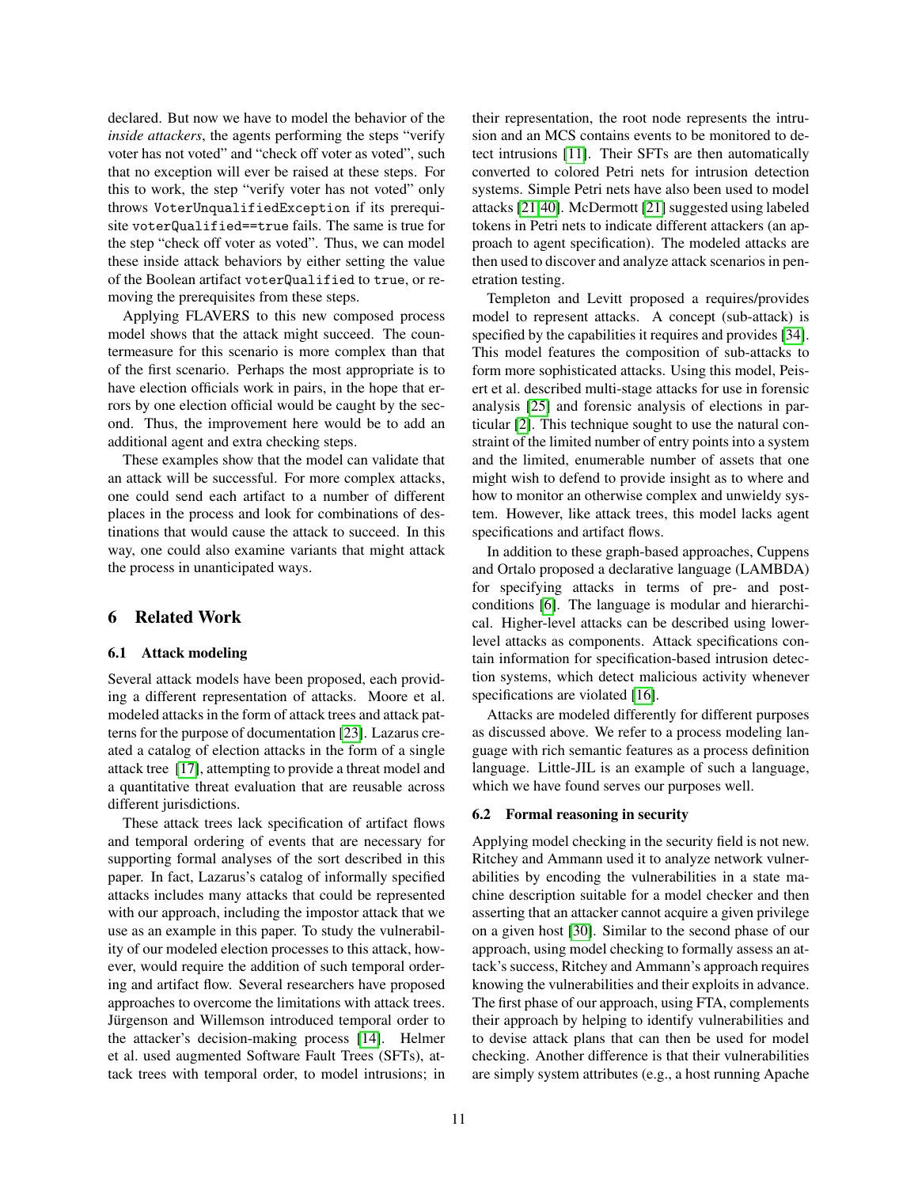declared. But now we have to model the behavior of the *inside attackers*, the agents performing the steps "verify voter has not voted" and "check off voter as voted", such that no exception will ever be raised at these steps. For this to work, the step "verify voter has not voted" only throws VoterUnqualifiedException if its prerequisite voterQualified==true fails. The same is true for the step "check off voter as voted". Thus, we can model these inside attack behaviors by either setting the value of the Boolean artifact voterQualified to true, or removing the prerequisites from these steps.

Applying FLAVERS to this new composed process model shows that the attack might succeed. The countermeasure for this scenario is more complex than that of the first scenario. Perhaps the most appropriate is to have election officials work in pairs, in the hope that errors by one election official would be caught by the second. Thus, the improvement here would be to add an additional agent and extra checking steps.

These examples show that the model can validate that an attack will be successful. For more complex attacks, one could send each artifact to a number of different places in the process and look for combinations of destinations that would cause the attack to succeed. In this way, one could also examine variants that might attack the process in unanticipated ways.

## 6 Related Work

### 6.1 Attack modeling

Several attack models have been proposed, each providing a different representation of attacks. Moore et al. modeled attacks in the form of attack trees and attack patterns for the purpose of documentation [23]. Lazarus created a catalog of election attacks in the form of a single attack tree [17], attempting to provide a threat model and a quantitative threat evaluation that are reusable across different jurisdictions.

These attack trees lack specification of artifact flows and temporal ordering of events that are necessary for supporting formal analyses of the sort described in this paper. In fact, Lazarus's catalog of informally specified attacks includes many attacks that could be represented with our approach, including the impostor attack that we use as an example in this paper. To study the vulnerability of our modeled election processes to this attack, however, would require the addition of such temporal ordering and artifact flow. Several researchers have proposed approaches to overcome the limitations with attack trees. Jürgenson and Willemson introduced temporal order to the attacker's decision-making process [14]. Helmer et al. used augmented Software Fault Trees (SFTs), attack trees with temporal order, to model intrusions; in their representation, the root node represents the intrusion and an MCS contains events to be monitored to detect intrusions [11]. Their SFTs are then automatically converted to colored Petri nets for intrusion detection systems. Simple Petri nets have also been used to model attacks [21,40]. McDermott [21] suggested using labeled tokens in Petri nets to indicate different attackers (an approach to agent specification). The modeled attacks are then used to discover and analyze attack scenarios in penetration testing.

Templeton and Levitt proposed a requires/provides model to represent attacks. A concept (sub-attack) is specified by the capabilities it requires and provides [34]. This model features the composition of sub-attacks to form more sophisticated attacks. Using this model, Peisert et al. described multi-stage attacks for use in forensic analysis [25] and forensic analysis of elections in particular [2]. This technique sought to use the natural constraint of the limited number of entry points into a system and the limited, enumerable number of assets that one might wish to defend to provide insight as to where and how to monitor an otherwise complex and unwieldy system. However, like attack trees, this model lacks agent specifications and artifact flows.

In addition to these graph-based approaches, Cuppens and Ortalo proposed a declarative language (LAMBDA) for specifying attacks in terms of pre- and postconditions [6]. The language is modular and hierarchical. Higher-level attacks can be described using lower-level attacks as components. Attack specifications contain information for specification-based intrusion detection systems, which detect malicious activity whenever specifications are violated [16].

Attacks are modeled differently for different purposes as discussed above. We refer to a process modeling language with rich semantic features as a process definition language. Little-JIL is an example of such a language, which we have found serves our purposes well.

### 6.2 Formal reasoning in security

Applying model checking in the security field is not new. Ritchey and Ammann used it to analyze network vulnerabilities by encoding the vulnerabilities in a state machine description suitable for a model checker and then asserting that an attacker cannot acquire a given privilege on a given host [30]. Similar to the second phase of our approach, using model checking to formally assess an attack's success, Ritchey and Ammann's approach requires knowing the vulnerabilities and their exploits in advance. The first phase of our approach, using FTA, complements their approach by helping to identify vulnerabilities and to devise attack plans that can then be used for model checking. Another difference is that their vulnerabilities are simply system attributes (e.g., a host running Apache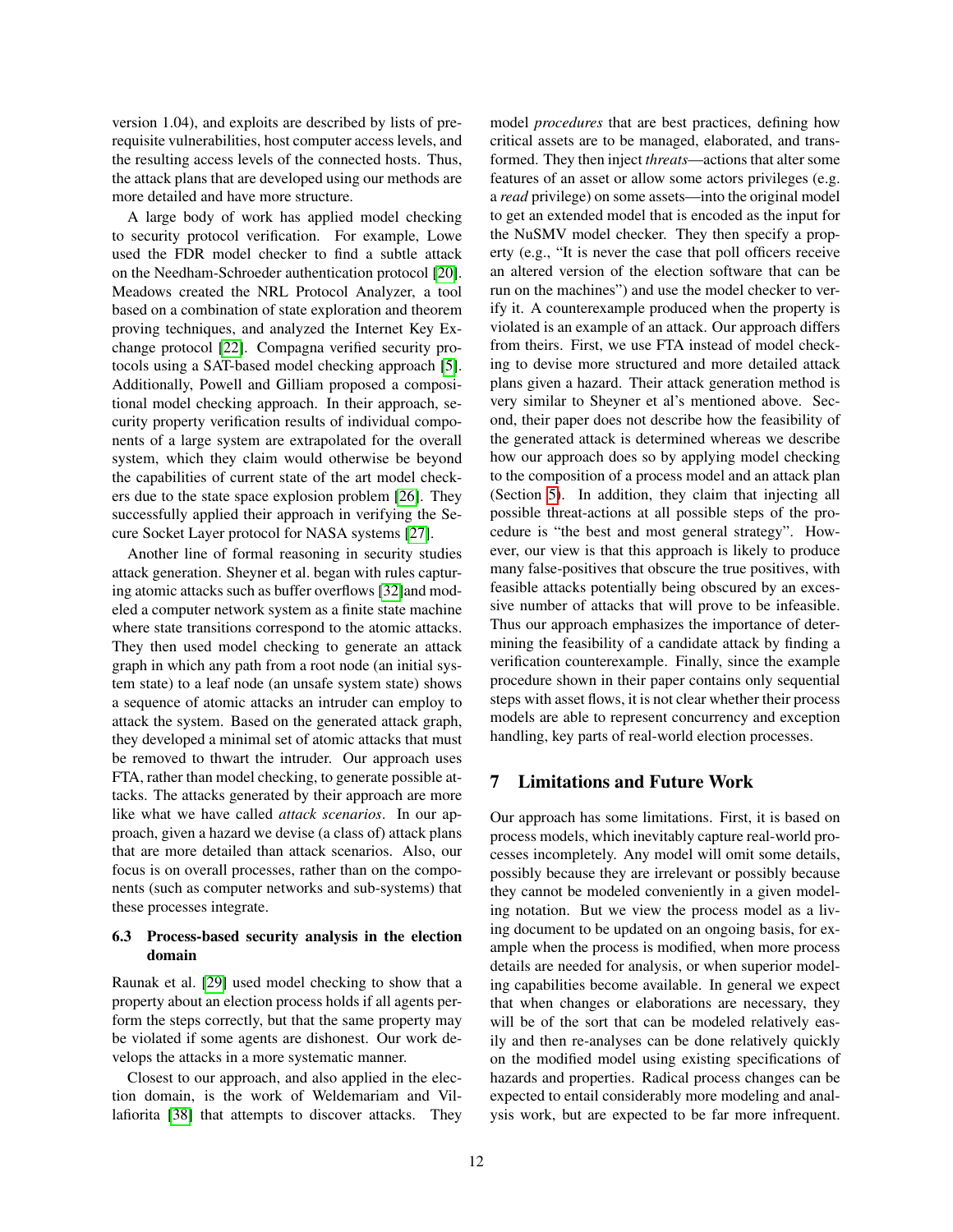version 1.04), and exploits are described by lists of prerequisite vulnerabilities, host computer access levels, and the resulting access levels of the connected hosts. Thus, the attack plans that are developed using our methods are more detailed and have more structure.

A large body of work has applied model checking to security protocol verification. For example, Lowe used the FDR model checker to find a subtle attack on the Needham-Schroeder authentication protocol [20]. Meadows created the NRL Protocol Analyzer, a tool based on a combination of state exploration and theorem proving techniques, and analyzed the Internet Key Exchange protocol [22]. Compagna verified security protocols using a SAT-based model checking approach [5]. Additionally, Powell and Gilliam proposed a compositional model checking approach. In their approach, security property verification results of individual components of a large system are extrapolated for the overall system, which they claim would otherwise be beyond the capabilities of current state of the art model checkers due to the state space explosion problem [26]. They successfully applied their approach in verifying the Secure Socket Layer protocol for NASA systems [27].

Another line of formal reasoning in security studies attack generation. Sheyner et al. began with rules capturing atomic attacks such as buffer overflows [32]and modeled a computer network system as a finite state machine where state transitions correspond to the atomic attacks. They then used model checking to generate an attack graph in which any path from a root node (an initial system state) to a leaf node (an unsafe system state) shows a sequence of atomic attacks an intruder can employ to attack the system. Based on the generated attack graph, they developed a minimal set of atomic attacks that must be removed to thwart the intruder. Our approach uses FTA, rather than model checking, to generate possible attacks. The attacks generated by their approach are more like what we have called *attack scenarios*. In our approach, given a hazard we devise (a class of) attack plans that are more detailed than attack scenarios. Also, our focus is on overall processes, rather than on the components (such as computer networks and sub-systems) that these processes integrate.

### 6.3 Process-based security analysis in the election domain

Raunak et al. [29] used model checking to show that a property about an election process holds if all agents perform the steps correctly, but that the same property may be violated if some agents are dishonest. Our work develops the attacks in a more systematic manner.

Closest to our approach, and also applied in the election domain, is the work of Weldemariam and Villafiorita [38] that attempts to discover attacks. They model *procedures* that are best practices, defining how critical assets are to be managed, elaborated, and transformed. They then inject *threats*—actions that alter some features of an asset or allow some actors privileges (e.g. a *read* privilege) on some assets—into the original model to get an extended model that is encoded as the input for the NuSMV model checker. They then specify a property (e.g., "It is never the case that poll officers receive an altered version of the election software that can be run on the machines") and use the model checker to verify it. A counterexample produced when the property is violated is an example of an attack. Our approach differs from theirs. First, we use FTA instead of model checking to devise more structured and more detailed attack plans given a hazard. Their attack generation method is very similar to Sheyner et al's mentioned above. Second, their paper does not describe how the feasibility of the generated attack is determined whereas we describe how our approach does so by applying model checking to the composition of a process model and an attack plan (Section 5). In addition, they claim that injecting all possible threat-actions at all possible steps of the procedure is "the best and most general strategy". However, our view is that this approach is likely to produce many false-positives that obscure the true positives, with feasible attacks potentially being obscured by an excessive number of attacks that will prove to be infeasible. Thus our approach emphasizes the importance of determining the feasibility of a candidate attack by finding a verification counterexample. Finally, since the example procedure shown in their paper contains only sequential steps with asset flows, it is not clear whether their process models are able to represent concurrency and exception handling, key parts of real-world election processes.

## 7 Limitations and Future Work

Our approach has some limitations. First, it is based on process models, which inevitably capture real-world processes incompletely. Any model will omit some details, possibly because they are irrelevant or possibly because they cannot be modeled conveniently in a given modeling notation. But we view the process model as a living document to be updated on an ongoing basis, for example when the process is modified, when more process details are needed for analysis, or when superior modeling capabilities become available. In general we expect that when changes or elaborations are necessary, they will be of the sort that can be modeled relatively easily and then re-analyses can be done relatively quickly on the modified model using existing specifications of hazards and properties. Radical process changes can be expected to entail considerably more modeling and analysis work, but are expected to be far more infrequent.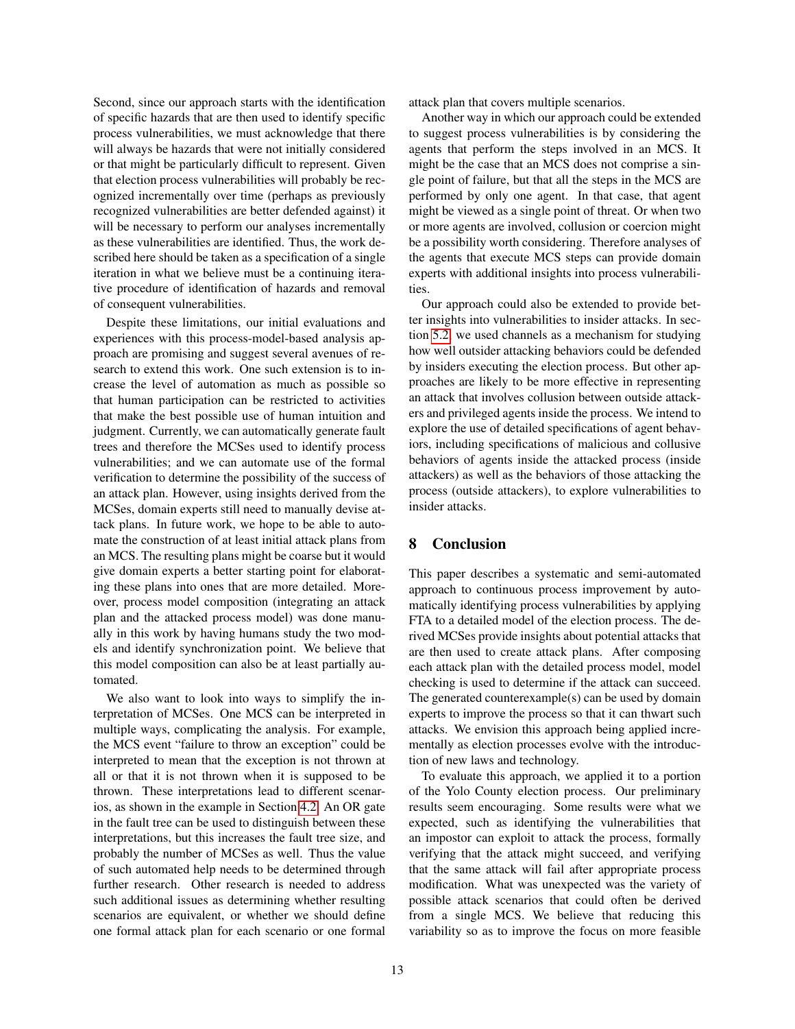Second, since our approach starts with the identification of specific hazards that are then used to identify specific process vulnerabilities, we must acknowledge that there will always be hazards that were not initially considered or that might be particularly difficult to represent. Given that election process vulnerabilities will probably be recognized incrementally over time (perhaps as previously recognized vulnerabilities are better defended against) it will be necessary to perform our analyses incrementally as these vulnerabilities are identified. Thus, the work described here should be taken as a specification of a single iteration in what we believe must be a continuing iterative procedure of identification of hazards and removal of consequent vulnerabilities.

Despite these limitations, our initial evaluations and experiences with this process-model-based analysis approach are promising and suggest several avenues of research to extend this work. One such extension is to increase the level of automation as much as possible so that human participation can be restricted to activities that make the best possible use of human intuition and judgment. Currently, we can automatically generate fault trees and therefore the MCSes used to identify process vulnerabilities; and we can automate use of the formal verification to determine the possibility of the success of an attack plan. However, using insights derived from the MCSes, domain experts still need to manually devise attack plans. In future work, we hope to be able to automate the construction of at least initial attack plans from an MCS. The resulting plans might be coarse but it would give domain experts a better starting point for elaborating these plans into ones that are more detailed. Moreover, process model composition (integrating an attack plan and the attacked process model) was done manually in this work by having humans study the two models and identify synchronization point. We believe that this model composition can also be at least partially automated.

We also want to look into ways to simplify the interpretation of MCSes. One MCS can be interpreted in multiple ways, complicating the analysis. For example, the MCS event "failure to throw an exception" could be interpreted to mean that the exception is not thrown at all or that it is not thrown when it is supposed to be thrown. These interpretations lead to different scenarios, as shown in the example in Section 4.2. An OR gate in the fault tree can be used to distinguish between these interpretations, but this increases the fault tree size, and probably the number of MCSes as well. Thus the value of such automated help needs to be determined through further research. Other research is needed to address such additional issues as determining whether resulting scenarios are equivalent, or whether we should define one formal attack plan for each scenario or one formal attack plan that covers multiple scenarios.

Another way in which our approach could be extended to suggest process vulnerabilities is by considering the agents that perform the steps involved in an MCS. It might be the case that an MCS does not comprise a single point of failure, but that all the steps in the MCS are performed by only one agent. In that case, that agent might be viewed as a single point of threat. Or when two or more agents are involved, collusion or coercion might be a possibility worth considering. Therefore analyses of the agents that execute MCS steps can provide domain experts with additional insights into process vulnerabilities.

Our approach could also be extended to provide better insights into vulnerabilities to insider attacks. In section 5.2, we used channels as a mechanism for studying how well outsider attacking behaviors could be defended by insiders executing the election process. But other approaches are likely to be more effective in representing an attack that involves collusion between outside attackers and privileged agents inside the process. We intend to explore the use of detailed specifications of agent behaviors, including specifications of malicious and collusive behaviors of agents inside the attacked process (inside attackers) as well as the behaviors of those attacking the process (outside attackers), to explore vulnerabilities to insider attacks.

## 8 Conclusion

This paper describes a systematic and semi-automated approach to continuous process improvement by automatically identifying process vulnerabilities by applying FTA to a detailed model of the election process. The derived MCSes provide insights about potential attacks that are then used to create attack plans. After composing each attack plan with the detailed process model, model checking is used to determine if the attack can succeed. The generated counterexample(s) can be used by domain experts to improve the process so that it can thwart such attacks. We envision this approach being applied incrementally as election processes evolve with the introduction of new laws and technology.

To evaluate this approach, we applied it to a portion of the Yolo County election process. Our preliminary results seem encouraging. Some results were what we expected, such as identifying the vulnerabilities that an impostor can exploit to attack the process, formally verifying that the attack might succeed, and verifying that the same attack will fail after appropriate process modification. What was unexpected was the variety of possible attack scenarios that could often be derived from a single MCS. We believe that reducing this variability so as to improve the focus on more feasible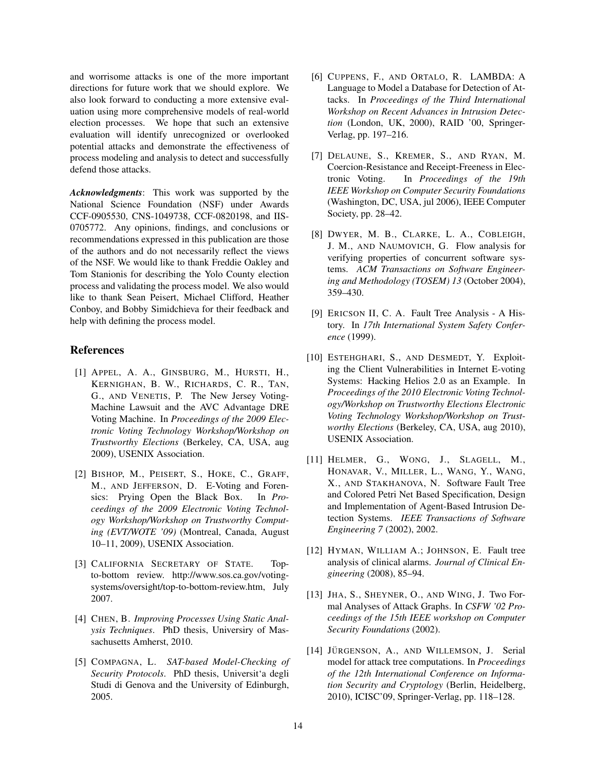and worrisome attacks is one of the more important directions for future work that we should explore. We also look forward to conducting a more extensive evaluation using more comprehensive models of real-world election processes. We hope that such an extensive evaluation will identify unrecognized or overlooked potential attacks and demonstrate the effectiveness of process modeling and analysis to detect and successfully defend those attacks.

***Acknowledgments***: This work was supported by the National Science Foundation (NSF) under Awards CCF-0905530, CNS-1049738, CCF-0820198, and IIS-0705772. Any opinions, findings, and conclusions or recommendations expressed in this publication are those of the authors and do not necessarily reflect the views of the NSF. We would like to thank Freddie Oakley and Tom Stanionis for describing the Yolo County election process and validating the process model. We also would like to thank Sean Peisert, Michael Clifford, Heather Conboy, and Bobby Simidchieva for their feedback and help with defining the process model.

## References

[1] APPEL, A. A., GINSBURG, M., HURSTI, H., KERNIGHAN, B. W., RICHARDS, C. R., TAN, G., AND VENETIS, P. The New Jersey Voting-Machine Lawsuit and the AVC Advantage DRE Voting Machine. In *Proceedings of the 2009 Electronic Voting Technology Workshop/Workshop on Trustworthy Elections* (Berkeley, CA, USA, aug 2009), USENIX Association.

[2] BISHOP, M., PEISERT, S., HOKE, C., GRAFF, M., AND JEFFERSON, D. E-Voting and Forensics: Prying Open the Black Box. In *Proceedings of the 2009 Electronic Voting Technology Workshop/Workshop on Trustworthy Computing (EVT/WOTE '09)* (Montreal, Canada, August 10–11, 2009), USENIX Association.

[3] CALIFORNIA SECRETARY OF STATE. Top-to-bottom review. http://www.sos.ca.gov/voting-systems/oversight/top-to-bottom-review.htm, July 2007.

[4] CHEN, B. *Improving Processes Using Static Analysis Techniques*. PhD thesis, Universiry of Massachusetts Amherst, 2010.

[5] COMPAGNA, L. *SAT-based Model-Checking of Security Protocols*. PhD thesis, Universit'a degli Studi di Genova and the University of Edinburgh, 2005.

[6] CUPPENS, F., AND ORTALO, R. LAMBDA: A Language to Model a Database for Detection of Attacks. In *Proceedings of the Third International Workshop on Recent Advances in Intrusion Detection* (London, UK, 2000), RAID '00, Springer-Verlag, pp. 197–216.

[7] DELAUNE, S., KREMER, S., AND RYAN, M. Coercion-Resistance and Receipt-Freeness in Electronic Voting. In *Proceedings of the 19th IEEE Workshop on Computer Security Foundations* (Washington, DC, USA, jul 2006), IEEE Computer Society, pp. 28–42.

[8] DWYER, M. B., CLARKE, L. A., COBLEIGH, J. M., AND NAUMOVICH, G. Flow analysis for verifying properties of concurrent software systems. *ACM Transactions on Software Engineering and Methodology (TOSEM) 13* (October 2004), 359–430.

[9] ERICSON II, C. A. Fault Tree Analysis - A History. In *17th International System Safety Conference* (1999).

[10] ESTEHGHARI, S., AND DESMEDT, Y. Exploiting the Client Vulnerabilities in Internet E-voting Systems: Hacking Helios 2.0 as an Example. In *Proceedings of the 2010 Electronic Voting Technology/Workshop on Trustworthy Elections Electronic Voting Technology Workshop/Workshop on Trustworthy Elections* (Berkeley, CA, USA, aug 2010), USENIX Association.

[11] HELMER, G., WONG, J., SLAGELL, M., HONAVAR, V., MILLER, L., WANG, Y., WANG, X., AND STAKHANOVA, N. Software Fault Tree and Colored Petri Net Based Specification, Design and Implementation of Agent-Based Intrusion Detection Systems. *IEEE Transactions of Software Engineering 7* (2002), 2002.

[12] HYMAN, WILLIAM A.; JOHNSON, E. Fault tree analysis of clinical alarms. *Journal of Clinical Engineering* (2008), 85–94.

[13] JHA, S., SHEYNER, O., AND WING, J. Two Formal Analyses of Attack Graphs. In *CSFW '02 Proceedings of the 15th IEEE workshop on Computer Security Foundations* (2002).

[14] JÜRGENSON, A., AND WILLEMSON, J. Serial model for attack tree computations. In *Proceedings of the 12th International Conference on Information Security and Cryptology* (Berlin, Heidelberg, 2010), ICISC'09, Springer-Verlag, pp. 118–128.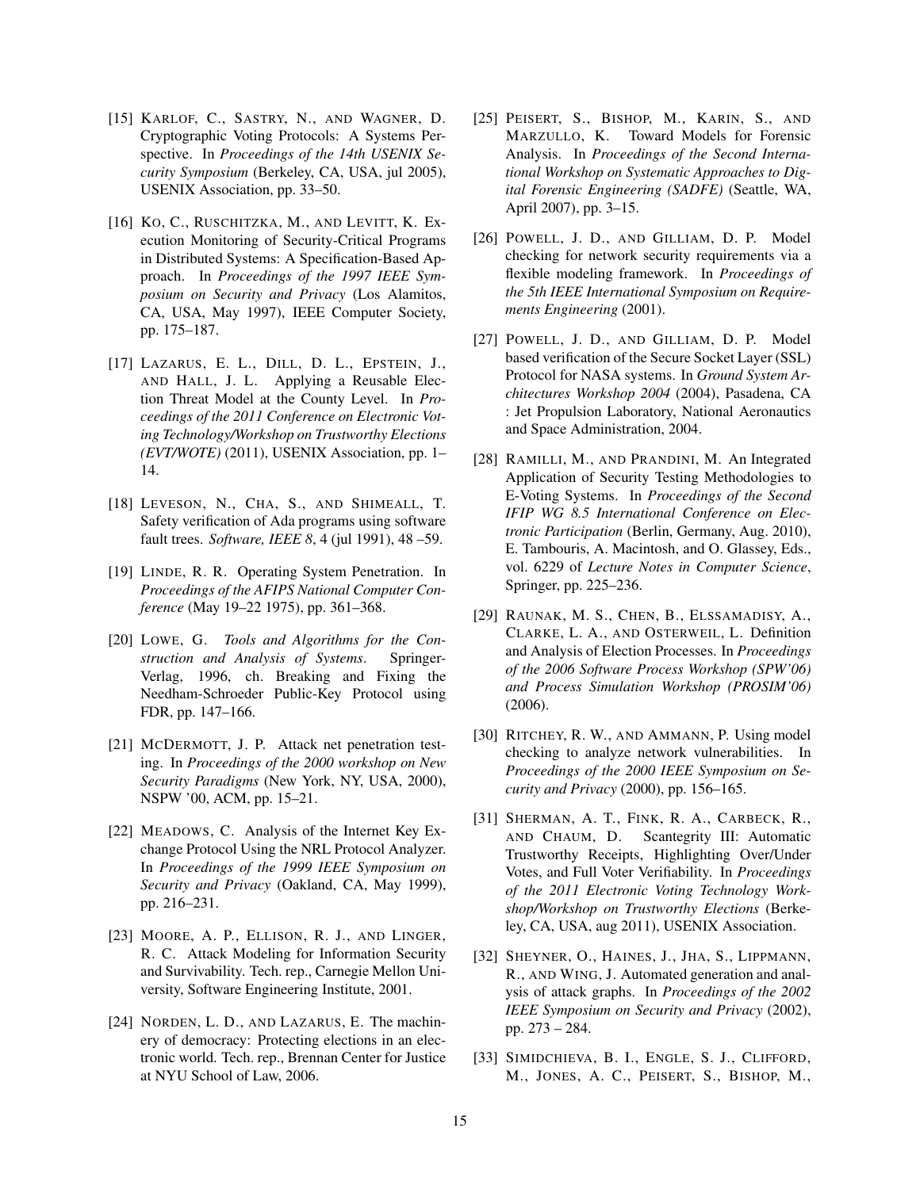[15] KARLOF, C., SASTRY, N., AND WAGNER, D. Cryptographic Voting Protocols: A Systems Perspective. In *Proceedings of the 14th USENIX Security Symposium* (Berkeley, CA, USA, jul 2005), USENIX Association, pp. 33–50.

[16] KO, C., RUSCHITZKA, M., AND LEVITT, K. Execution Monitoring of Security-Critical Programs in Distributed Systems: A Specification-Based Approach. In *Proceedings of the 1997 IEEE Symposium on Security and Privacy* (Los Alamitos, CA, USA, May 1997), IEEE Computer Society, pp. 175–187.

[17] LAZARUS, E. L., DILL, D. L., EPSTEIN, J., AND HALL, J. L. Applying a Reusable Election Threat Model at the County Level. In *Proceedings of the 2011 Conference on Electronic Voting Technology/Workshop on Trustworthy Elections (EVT/WOTE)* (2011), USENIX Association, pp. 1–14.

[18] LEVESON, N., CHA, S., AND SHIMEALL, T. Safety verification of Ada programs using software fault trees. *Software, IEEE 8*, 4 (jul 1991), 48 –59.

[19] LINDE, R. R. Operating System Penetration. In *Proceedings of the AFIPS National Computer Conference* (May 19–22 1975), pp. 361–368.

[20] LOWE, G. *Tools and Algorithms for the Construction and Analysis of Systems*. Springer-Verlag, 1996, ch. Breaking and Fixing the Needham-Schroeder Public-Key Protocol using FDR, pp. 147–166.

[21] MCDERMOTT, J. P. Attack net penetration testing. In *Proceedings of the 2000 workshop on New Security Paradigms* (New York, NY, USA, 2000), NSPW '00, ACM, pp. 15–21.

[22] MEADOWS, C. Analysis of the Internet Key Exchange Protocol Using the NRL Protocol Analyzer. In *Proceedings of the 1999 IEEE Symposium on Security and Privacy* (Oakland, CA, May 1999), pp. 216–231.

[23] MOORE, A. P., ELLISON, R. J., AND LINGER, R. C. Attack Modeling for Information Security and Survivability. Tech. rep., Carnegie Mellon University, Software Engineering Institute, 2001.

[24] NORDEN, L. D., AND LAZARUS, E. The machinery of democracy: Protecting elections in an electronic world. Tech. rep., Brennan Center for Justice at NYU School of Law, 2006.

[25] PEISERT, S., BISHOP, M., KARIN, S., AND MARZULLO, K. Toward Models for Forensic Analysis. In *Proceedings of the Second International Workshop on Systematic Approaches to Digital Forensic Engineering (SADFE)* (Seattle, WA, April 2007), pp. 3–15.

[26] POWELL, J. D., AND GILLIAM, D. P. Model checking for network security requirements via a flexible modeling framework. In *Proceedings of the 5th IEEE International Symposium on Requirements Engineering* (2001).

[27] POWELL, J. D., AND GILLIAM, D. P. Model based verification of the Secure Socket Layer (SSL) Protocol for NASA systems. In *Ground System Architectures Workshop 2004* (2004), Pasadena, CA : Jet Propulsion Laboratory, National Aeronautics and Space Administration, 2004.

[28] RAMILLI, M., AND PRANDINI, M. An Integrated Application of Security Testing Methodologies to E-Voting Systems. In *Proceedings of the Second IFIP WG 8.5 International Conference on Electronic Participation* (Berlin, Germany, Aug. 2010), E. Tambouris, A. Macintosh, and O. Glassey, Eds., vol. 6229 of *Lecture Notes in Computer Science*, Springer, pp. 225–236.

[29] RAUNAK, M. S., CHEN, B., ELSSAMADISY, A., CLARKE, L. A., AND OSTERWEIL, L. Definition and Analysis of Election Processes. In *Proceedings of the 2006 Software Process Workshop (SPW'06) and Process Simulation Workshop (PROSIM'06)* (2006).

[30] RITCHEY, R. W., AND AMMANN, P. Using model checking to analyze network vulnerabilities. In *Proceedings of the 2000 IEEE Symposium on Security and Privacy* (2000), pp. 156–165.

[31] SHERMAN, A. T., FINK, R. A., CARBECK, R., AND CHAUM, D. Scantegrity III: Automatic Trustworthy Receipts, Highlighting Over/Under Votes, and Full Voter Verifiability. In *Proceedings of the 2011 Electronic Voting Technology Workshop/Workshop on Trustworthy Elections* (Berkeley, CA, USA, aug 2011), USENIX Association.

[32] SHEYNER, O., HAINES, J., JHA, S., LIPPMANN, R., AND WING, J. Automated generation and analysis of attack graphs. In *Proceedings of the 2002 IEEE Symposium on Security and Privacy* (2002), pp. 273 – 284.

[33] SIMIDCHIEVA, B. I., ENGLE, S. J., CLIFFORD, M., JONES, A. C., PEISERT, S., BISHOP, M.,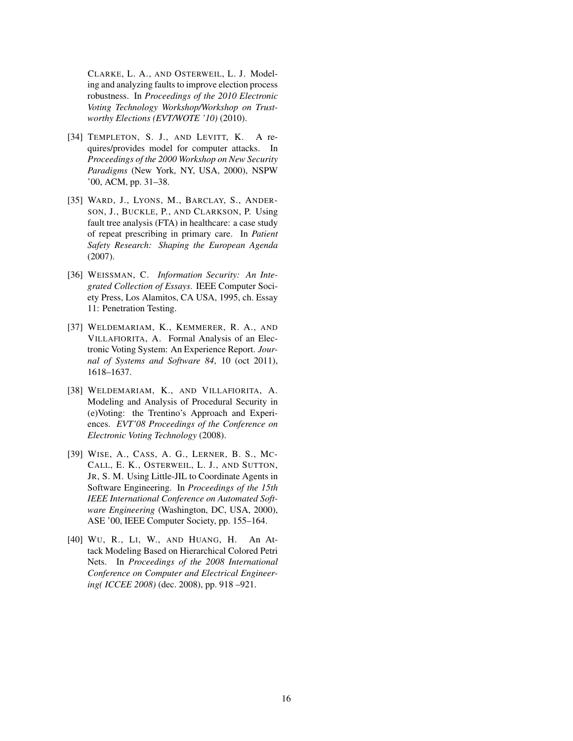Clarke, L. A., and Osterweil, L. J. Modeling and analyzing faults to improve election process robustness. In *Proceedings of the 2010 Electronic Voting Technology Workshop/Workshop on Trustworthy Elections (EVT/WOTE '10)* (2010).

[34] Templeton, S. J., and Levitt, K. A requires/provides model for computer attacks. In *Proceedings of the 2000 Workshop on New Security Paradigms* (New York, NY, USA, 2000), NSPW '00, ACM, pp. 31–38.

[35] Ward, J., Lyons, M., Barclay, S., Anderson, J., Buckle, P., and Clarkson, P. Using fault tree analysis (FTA) in healthcare: a case study of repeat prescribing in primary care. In *Patient Safety Research: Shaping the European Agenda* (2007).

[36] Weissman, C. *Information Security: An Integrated Collection of Essays*. IEEE Computer Society Press, Los Alamitos, CA USA, 1995, ch. Essay 11: Penetration Testing.

[37] Weldemariam, K., Kemmerer, R. A., and Villafiorita, A. Formal Analysis of an Electronic Voting System: An Experience Report. *Journal of Systems and Software 84*, 10 (oct 2011), 1618–1637.

[38] Weldemariam, K., and Villafiorita, A. Modeling and Analysis of Procedural Security in (e)Voting: the Trentino's Approach and Experiences. *EVT'08 Proceedings of the Conference on Electronic Voting Technology* (2008).

[39] Wise, A., Cass, A. G., Lerner, B. S., McCall, E. K., Osterweil, L. J., and Sutton, Jr, S. M. Using Little-JIL to Coordinate Agents in Software Engineering. In *Proceedings of the 15th IEEE International Conference on Automated Software Engineering* (Washington, DC, USA, 2000), ASE '00, IEEE Computer Society, pp. 155–164.

[40] Wu, R., Li, W., and Huang, H. An Attack Modeling Based on Hierarchical Colored Petri Nets. In *Proceedings of the 2008 International Conference on Computer and Electrical Engineering( ICCEE 2008)* (dec. 2008), pp. 918 –921.